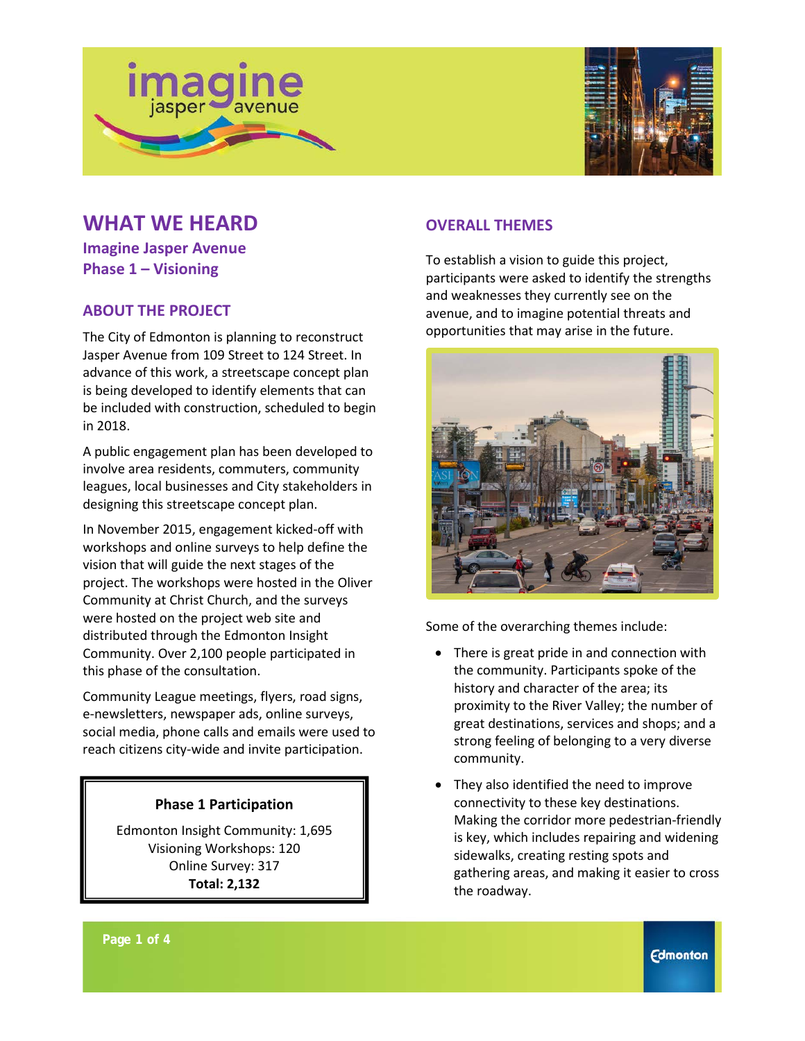# WHAT WE HEARD

## Imagine Jasper Avenue
## Phase 1 – Visioning

### ABOUT THE PROJECT

The City of Edmonton is planning to reconstruct Jasper Avenue from 109 Street to 124 Street. In advance of this work, a streetscape concept plan is being developed to identify elements that can be included with construction, scheduled to begin in 2018.

A public engagement plan has been developed to involve area residents, commuters, community leagues, local businesses and City stakeholders in designing this streetscape concept plan.

In November 2015, engagement kicked-off with workshops and online surveys to help define the vision that will guide the next stages of the project. The workshops were hosted in the Oliver Community at Christ Church, and the surveys were hosted on the project web site and distributed through the Edmonton Insight Community. Over 2,100 people participated in this phase of the consultation.

Community League meetings, flyers, road signs, e-newsletters, newspaper ads, online surveys, social media, phone calls and emails were used to reach citizens city-wide and invite participation.

**Phase 1 Participation**

Edmonton Insight Community: 1,695
Visioning Workshops: 120
Online Survey: 317
**Total: 2,132**

### OVERALL THEMES

To establish a vision to guide this project, participants were asked to identify the strengths and weaknesses they currently see on the avenue, and to imagine potential threats and opportunities that may arise in the future.

Some of the overarching themes include:

- There is great pride in and connection with the community. Participants spoke of the history and character of the area; its proximity to the River Valley; the number of great destinations, services and shops; and a strong feeling of belonging to a very diverse community.
- They also identified the need to improve connectivity to these key destinations. Making the corridor more pedestrian-friendly is key, which includes repairing and widening sidewalks, creating resting spots and gathering areas, and making it easier to cross the roadway.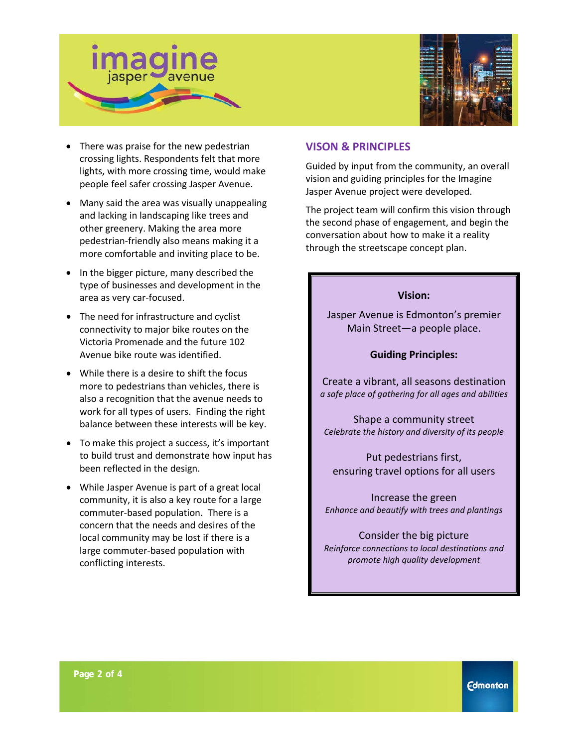- There was praise for the new pedestrian crossing lights. Respondents felt that more lights, with more crossing time, would make people feel safer crossing Jasper Avenue.
- Many said the area was visually unappealing and lacking in landscaping like trees and other greenery. Making the area more pedestrian-friendly also means making it a more comfortable and inviting place to be.
- In the bigger picture, many described the type of businesses and development in the area as very car-focused.
- The need for infrastructure and cyclist connectivity to major bike routes on the Victoria Promenade and the future 102 Avenue bike route was identified.
- While there is a desire to shift the focus more to pedestrians than vehicles, there is also a recognition that the avenue needs to work for all types of users. Finding the right balance between these interests will be key.
- To make this project a success, it's important to build trust and demonstrate how input has been reflected in the design.
- While Jasper Avenue is part of a great local community, it is also a key route for a large commuter-based population. There is a concern that the needs and desires of the local community may be lost if there is a large commuter-based population with conflicting interests.

## VISON & PRINCIPLES

Guided by input from the community, an overall vision and guiding principles for the Imagine Jasper Avenue project were developed.

The project team will confirm this vision through the second phase of engagement, and begin the conversation about how to make it a reality through the streetscape concept plan.

**Vision:**

Jasper Avenue is Edmonton's premier Main Street—a people place.

**Guiding Principles:**

Create a vibrant, all seasons destination
*a safe place of gathering for all ages and abilities*

Shape a community street
*Celebrate the history and diversity of its people*

Put pedestrians first,
ensuring travel options for all users

Increase the green
*Enhance and beautify with trees and plantings*

Consider the big picture
*Reinforce connections to local destinations and promote high quality development*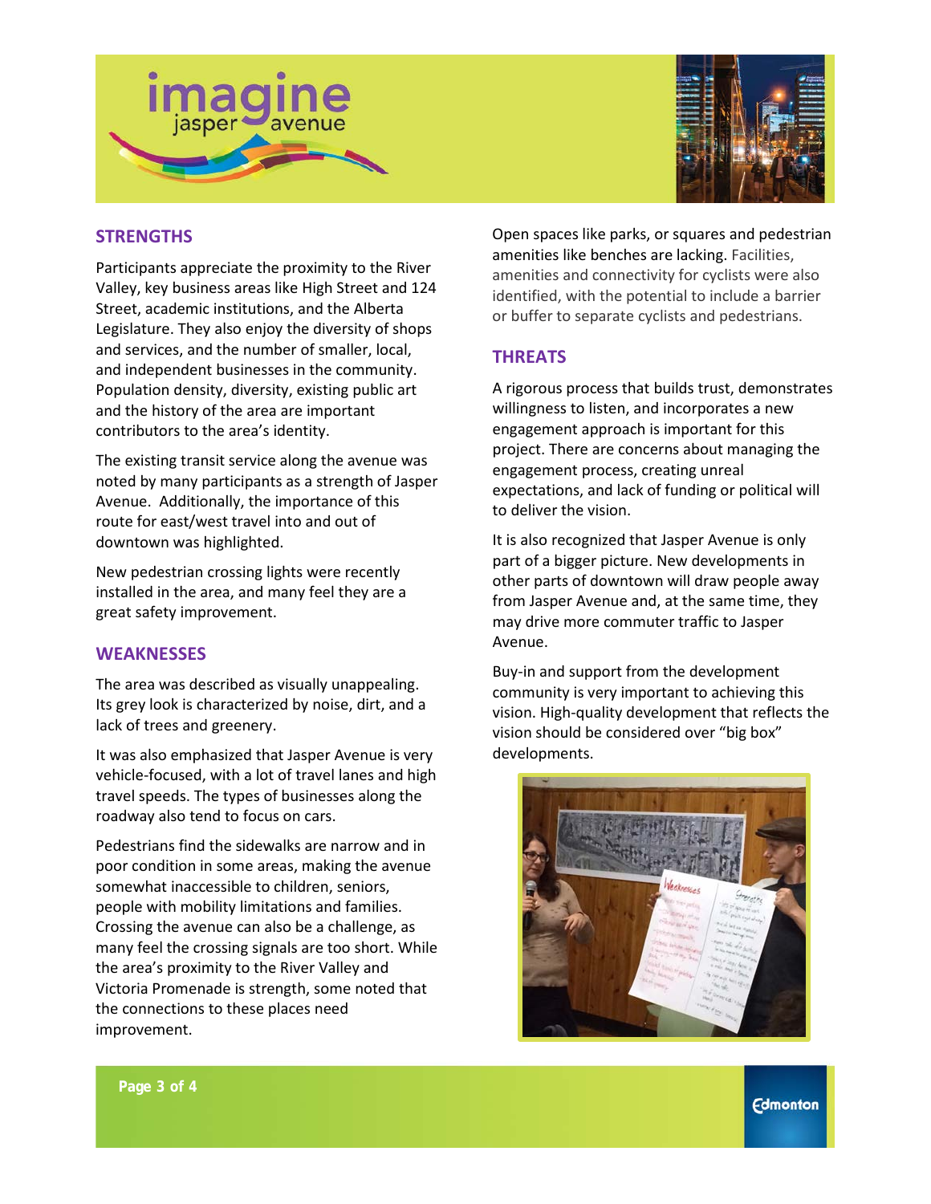## STRENGTHS

Participants appreciate the proximity to the River Valley, key business areas like High Street and 124 Street, academic institutions, and the Alberta Legislature. They also enjoy the diversity of shops and services, and the number of smaller, local, and independent businesses in the community. Population density, diversity, existing public art and the history of the area are important contributors to the area's identity.

The existing transit service along the avenue was noted by many participants as a strength of Jasper Avenue. Additionally, the importance of this route for east/west travel into and out of downtown was highlighted.

New pedestrian crossing lights were recently installed in the area, and many feel they are a great safety improvement.

## WEAKNESSES

The area was described as visually unappealing. Its grey look is characterized by noise, dirt, and a lack of trees and greenery.

It was also emphasized that Jasper Avenue is very vehicle-focused, with a lot of travel lanes and high travel speeds. The types of businesses along the roadway also tend to focus on cars.

Pedestrians find the sidewalks are narrow and in poor condition in some areas, making the avenue somewhat inaccessible to children, seniors, people with mobility limitations and families. Crossing the avenue can also be a challenge, as many feel the crossing signals are too short. While the area's proximity to the River Valley and Victoria Promenade is strength, some noted that the connections to these places need improvement.

Open spaces like parks, or squares and pedestrian amenities like benches are lacking. Facilities, amenities and connectivity for cyclists were also identified, with the potential to include a barrier or buffer to separate cyclists and pedestrians.

## THREATS

A rigorous process that builds trust, demonstrates willingness to listen, and incorporates a new engagement approach is important for this project. There are concerns about managing the engagement process, creating unreal expectations, and lack of funding or political will to deliver the vision.

It is also recognized that Jasper Avenue is only part of a bigger picture. New developments in other parts of downtown will draw people away from Jasper Avenue and, at the same time, they may drive more commuter traffic to Jasper Avenue.

Buy-in and support from the development community is very important to achieving this vision. High-quality development that reflects the vision should be considered over "big box" developments.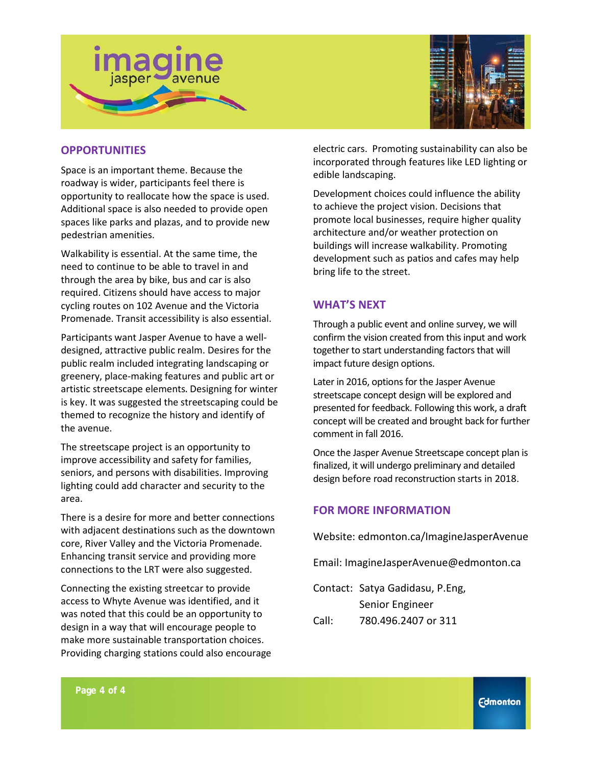## OPPORTUNITIES

Space is an important theme. Because the roadway is wider, participants feel there is opportunity to reallocate how the space is used. Additional space is also needed to provide open spaces like parks and plazas, and to provide new pedestrian amenities.

Walkability is essential. At the same time, the need to continue to be able to travel in and through the area by bike, bus and car is also required. Citizens should have access to major cycling routes on 102 Avenue and the Victoria Promenade. Transit accessibility is also essential.

Participants want Jasper Avenue to have a well-designed, attractive public realm. Desires for the public realm included integrating landscaping or greenery, place-making features and public art or artistic streetscape elements. Designing for winter is key. It was suggested the streetscaping could be themed to recognize the history and identify of the avenue.

The streetscape project is an opportunity to improve accessibility and safety for families, seniors, and persons with disabilities. Improving lighting could add character and security to the area.

There is a desire for more and better connections with adjacent destinations such as the downtown core, River Valley and the Victoria Promenade. Enhancing transit service and providing more connections to the LRT were also suggested.

Connecting the existing streetcar to provide access to Whyte Avenue was identified, and it was noted that this could be an opportunity to design in a way that will encourage people to make more sustainable transportation choices. Providing charging stations could also encourage electric cars. Promoting sustainability can also be incorporated through features like LED lighting or edible landscaping.

Development choices could influence the ability to achieve the project vision. Decisions that promote local businesses, require higher quality architecture and/or weather protection on buildings will increase walkability. Promoting development such as patios and cafes may help bring life to the street.

## WHAT'S NEXT

Through a public event and online survey, we will confirm the vision created from this input and work together to start understanding factors that will impact future design options.

Later in 2016, options for the Jasper Avenue streetscape concept design will be explored and presented for feedback. Following this work, a draft concept will be created and brought back for further comment in fall 2016.

Once the Jasper Avenue Streetscape concept plan is finalized, it will undergo preliminary and detailed design before road reconstruction starts in 2018.

## FOR MORE INFORMATION

Website: edmonton.ca/ImagineJasperAvenue

Email: ImagineJasperAvenue@edmonton.ca

Contact: Satya Gadidasu, P.Eng,
Senior Engineer

Call: 780.496.2407 or 311